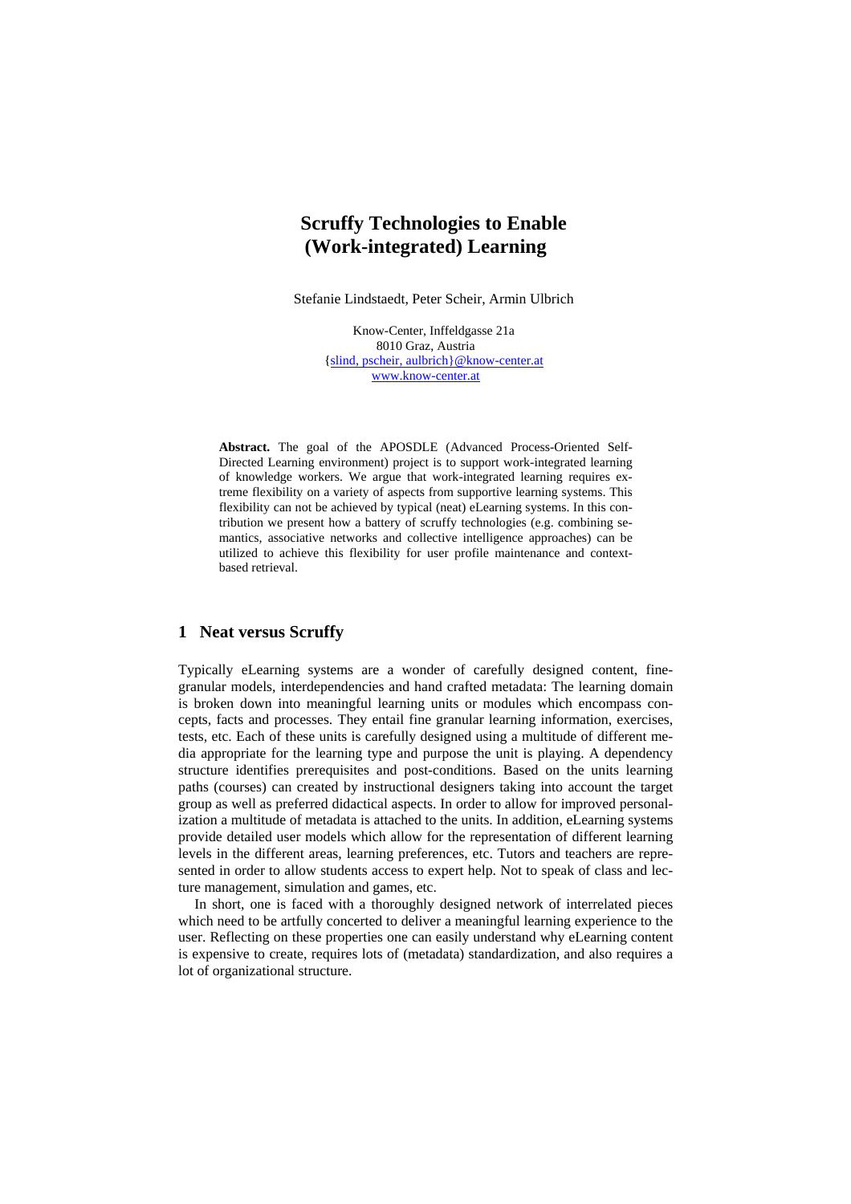# Scruffy Technologies to Enable (Work-integrated) Learning

Stefanie Lindstaedt, Peter Scheir, Armin Ulbrich

Know-Center, Inffeldgasse 21a
8010 Graz, Austria
{slind, pscheir, aulbrich}@know-center.at
www.know-center.at

**Abstract.** The goal of the APOSDLE (Advanced Process-Oriented Self-Directed Learning environment) project is to support work-integrated learning of knowledge workers. We argue that work-integrated learning requires extreme flexibility on a variety of aspects from supportive learning systems. This flexibility can not be achieved by typical (neat) eLearning systems. In this contribution we present how a battery of scruffy technologies (e.g. combining semantics, associative networks and collective intelligence approaches) can be utilized to achieve this flexibility for user profile maintenance and context-based retrieval.

## 1 Neat versus Scruffy

Typically eLearning systems are a wonder of carefully designed content, fine-granular models, interdependencies and hand crafted metadata: The learning domain is broken down into meaningful learning units or modules which encompass concepts, facts and processes. They entail fine granular learning information, exercises, tests, etc. Each of these units is carefully designed using a multitude of different media appropriate for the learning type and purpose the unit is playing. A dependency structure identifies prerequisites and post-conditions. Based on the units learning paths (courses) can created by instructional designers taking into account the target group as well as preferred didactical aspects. In order to allow for improved personalization a multitude of metadata is attached to the units. In addition, eLearning systems provide detailed user models which allow for the representation of different learning levels in the different areas, learning preferences, etc. Tutors and teachers are represented in order to allow students access to expert help. Not to speak of class and lecture management, simulation and games, etc.

In short, one is faced with a thoroughly designed network of interrelated pieces which need to be artfully concerted to deliver a meaningful learning experience to the user. Reflecting on these properties one can easily understand why eLearning content is expensive to create, requires lots of (metadata) standardization, and also requires a lot of organizational structure.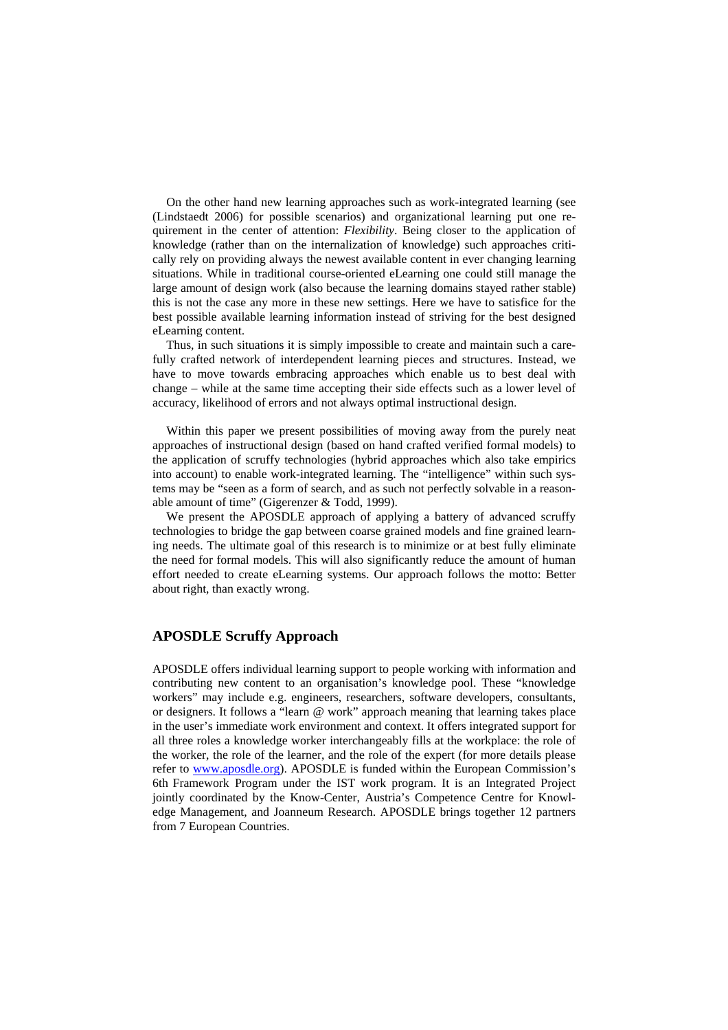On the other hand new learning approaches such as work-integrated learning (see (Lindstaedt 2006) for possible scenarios) and organizational learning put one requirement in the center of attention: *Flexibility*. Being closer to the application of knowledge (rather than on the internalization of knowledge) such approaches critically rely on providing always the newest available content in ever changing learning situations. While in traditional course-oriented eLearning one could still manage the large amount of design work (also because the learning domains stayed rather stable) this is not the case any more in these new settings. Here we have to satisfice for the best possible available learning information instead of striving for the best designed eLearning content.

Thus, in such situations it is simply impossible to create and maintain such a carefully crafted network of interdependent learning pieces and structures. Instead, we have to move towards embracing approaches which enable us to best deal with change – while at the same time accepting their side effects such as a lower level of accuracy, likelihood of errors and not always optimal instructional design.

Within this paper we present possibilities of moving away from the purely neat approaches of instructional design (based on hand crafted verified formal models) to the application of scruffy technologies (hybrid approaches which also take empirics into account) to enable work-integrated learning. The "intelligence" within such systems may be "seen as a form of search, and as such not perfectly solvable in a reasonable amount of time" (Gigerenzer & Todd, 1999).

We present the APOSDLE approach of applying a battery of advanced scruffy technologies to bridge the gap between coarse grained models and fine grained learning needs. The ultimate goal of this research is to minimize or at best fully eliminate the need for formal models. This will also significantly reduce the amount of human effort needed to create eLearning systems. Our approach follows the motto: Better about right, than exactly wrong.

## APOSDLE Scruffy Approach

APOSDLE offers individual learning support to people working with information and contributing new content to an organisation's knowledge pool. These "knowledge workers" may include e.g. engineers, researchers, software developers, consultants, or designers. It follows a "learn @ work" approach meaning that learning takes place in the user's immediate work environment and context. It offers integrated support for all three roles a knowledge worker interchangeably fills at the workplace: the role of the worker, the role of the learner, and the role of the expert (for more details please refer to www.aposdle.org). APOSDLE is funded within the European Commission's 6th Framework Program under the IST work program. It is an Integrated Project jointly coordinated by the Know-Center, Austria's Competence Centre for Knowledge Management, and Joanneum Research. APOSDLE brings together 12 partners from 7 European Countries.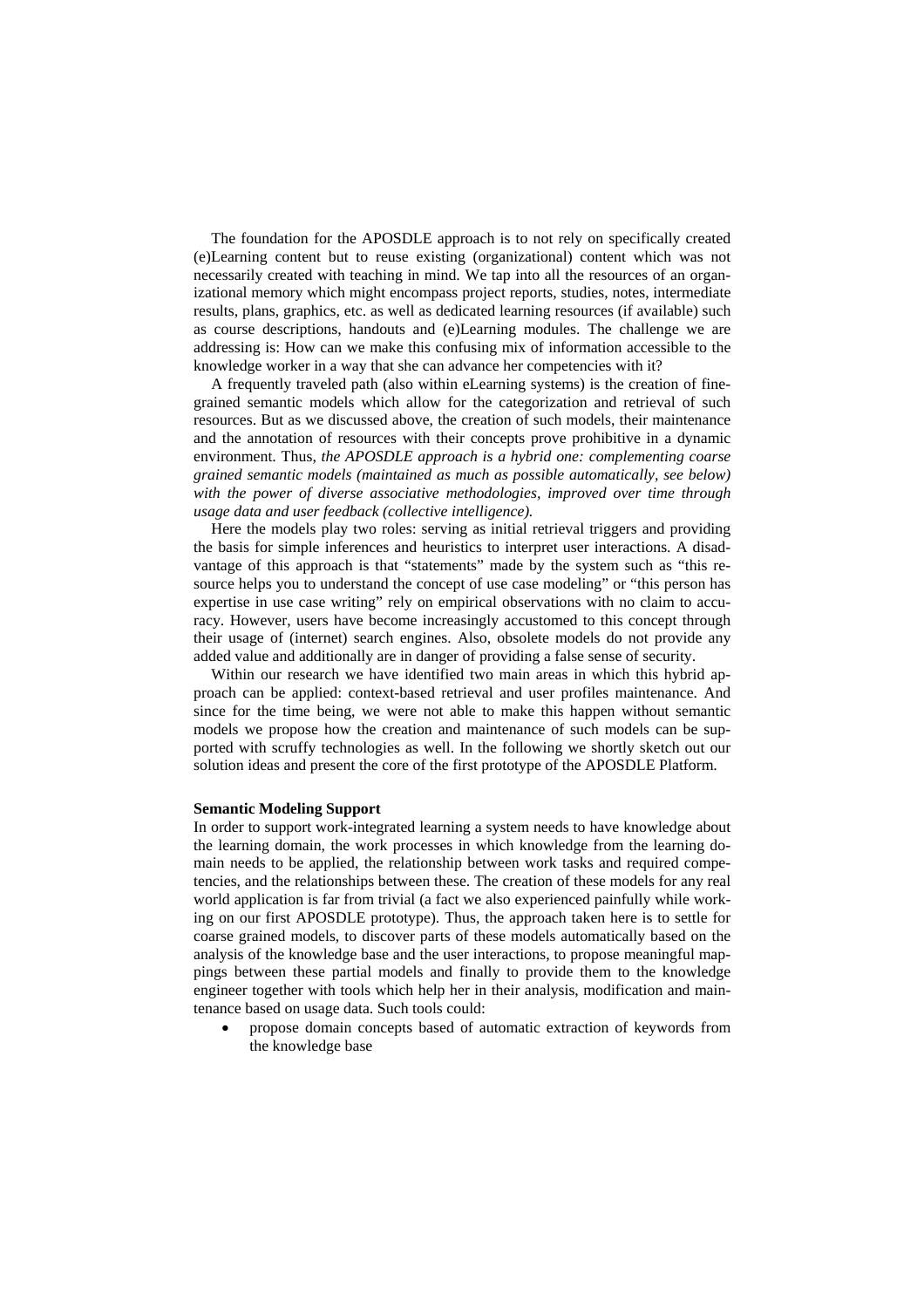The foundation for the APOSDLE approach is to not rely on specifically created (e)Learning content but to reuse existing (organizational) content which was not necessarily created with teaching in mind. We tap into all the resources of an organizational memory which might encompass project reports, studies, notes, intermediate results, plans, graphics, etc. as well as dedicated learning resources (if available) such as course descriptions, handouts and (e)Learning modules. The challenge we are addressing is: How can we make this confusing mix of information accessible to the knowledge worker in a way that she can advance her competencies with it?

A frequently traveled path (also within eLearning systems) is the creation of fine-grained semantic models which allow for the categorization and retrieval of such resources. But as we discussed above, the creation of such models, their maintenance and the annotation of resources with their concepts prove prohibitive in a dynamic environment. Thus, *the APOSDLE approach is a hybrid one: complementing coarse grained semantic models (maintained as much as possible automatically, see below) with the power of diverse associative methodologies, improved over time through usage data and user feedback (collective intelligence).*

Here the models play two roles: serving as initial retrieval triggers and providing the basis for simple inferences and heuristics to interpret user interactions. A disadvantage of this approach is that "statements" made by the system such as "this resource helps you to understand the concept of use case modeling" or "this person has expertise in use case writing" rely on empirical observations with no claim to accuracy. However, users have become increasingly accustomed to this concept through their usage of (internet) search engines. Also, obsolete models do not provide any added value and additionally are in danger of providing a false sense of security.

Within our research we have identified two main areas in which this hybrid approach can be applied: context-based retrieval and user profiles maintenance. And since for the time being, we were not able to make this happen without semantic models we propose how the creation and maintenance of such models can be supported with scruffy technologies as well. In the following we shortly sketch out our solution ideas and present the core of the first prototype of the APOSDLE Platform.

**Semantic Modeling Support**

In order to support work-integrated learning a system needs to have knowledge about the learning domain, the work processes in which knowledge from the learning domain needs to be applied, the relationship between work tasks and required competencies, and the relationships between these. The creation of these models for any real world application is far from trivial (a fact we also experienced painfully while working on our first APOSDLE prototype). Thus, the approach taken here is to settle for coarse grained models, to discover parts of these models automatically based on the analysis of the knowledge base and the user interactions, to propose meaningful mappings between these partial models and finally to provide them to the knowledge engineer together with tools which help her in their analysis, modification and maintenance based on usage data. Such tools could:

- propose domain concepts based of automatic extraction of keywords from the knowledge base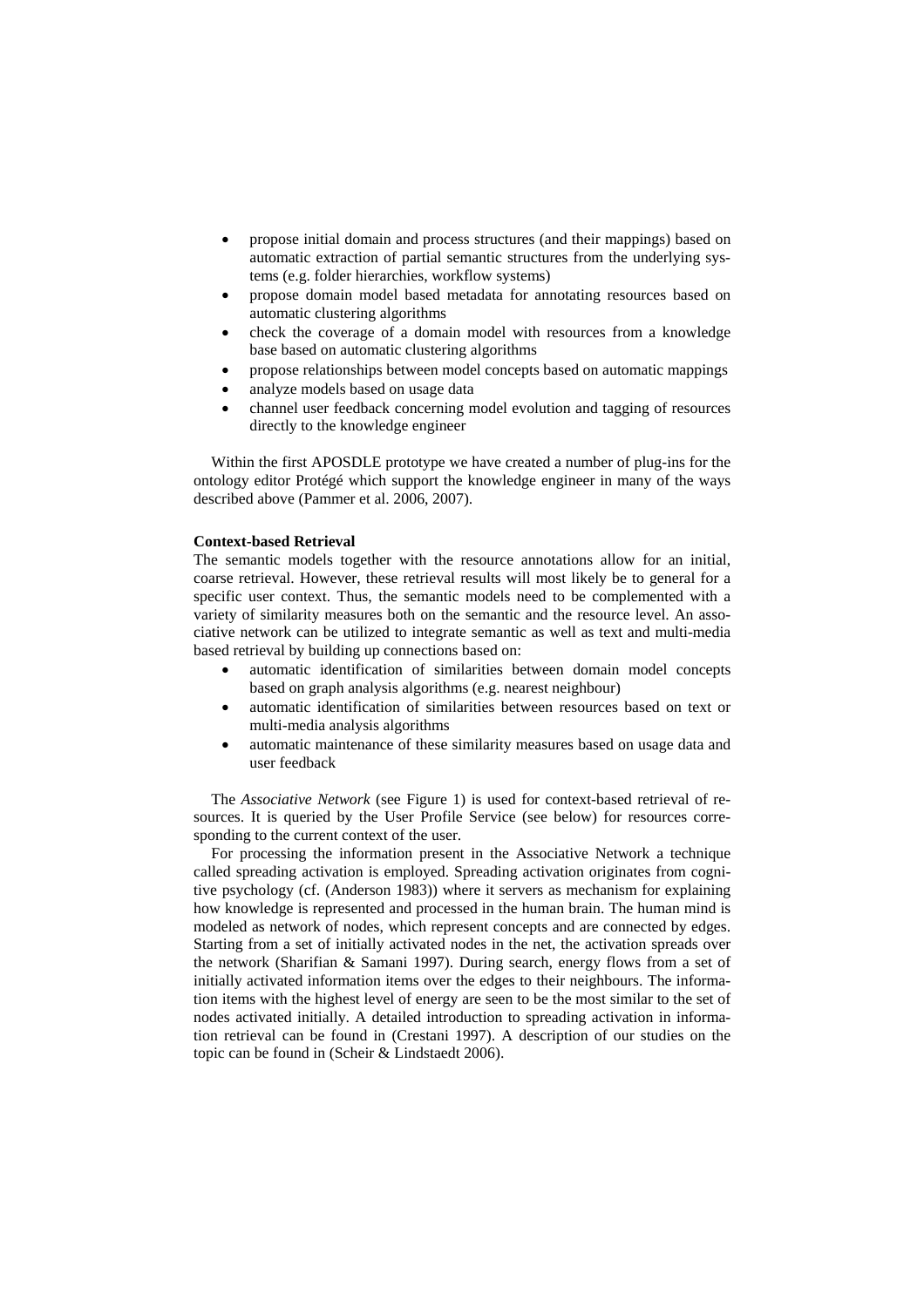- propose initial domain and process structures (and their mappings) based on automatic extraction of partial semantic structures from the underlying systems (e.g. folder hierarchies, workflow systems)
- propose domain model based metadata for annotating resources based on automatic clustering algorithms
- check the coverage of a domain model with resources from a knowledge base based on automatic clustering algorithms
- propose relationships between model concepts based on automatic mappings
- analyze models based on usage data
- channel user feedback concerning model evolution and tagging of resources directly to the knowledge engineer

Within the first APOSDLE prototype we have created a number of plug-ins for the ontology editor Protégé which support the knowledge engineer in many of the ways described above (Pammer et al. 2006, 2007).

**Context-based Retrieval**

The semantic models together with the resource annotations allow for an initial, coarse retrieval. However, these retrieval results will most likely be to general for a specific user context. Thus, the semantic models need to be complemented with a variety of similarity measures both on the semantic and the resource level. An associative network can be utilized to integrate semantic as well as text and multi-media based retrieval by building up connections based on:

- automatic identification of similarities between domain model concepts based on graph analysis algorithms (e.g. nearest neighbour)
- automatic identification of similarities between resources based on text or multi-media analysis algorithms
- automatic maintenance of these similarity measures based on usage data and user feedback

The *Associative Network* (see Figure 1) is used for context-based retrieval of resources. It is queried by the User Profile Service (see below) for resources corresponding to the current context of the user.

For processing the information present in the Associative Network a technique called spreading activation is employed. Spreading activation originates from cognitive psychology (cf. (Anderson 1983)) where it servers as mechanism for explaining how knowledge is represented and processed in the human brain. The human mind is modeled as network of nodes, which represent concepts and are connected by edges. Starting from a set of initially activated nodes in the net, the activation spreads over the network (Sharifian & Samani 1997). During search, energy flows from a set of initially activated information items over the edges to their neighbours. The information items with the highest level of energy are seen to be the most similar to the set of nodes activated initially. A detailed introduction to spreading activation in information retrieval can be found in (Crestani 1997). A description of our studies on the topic can be found in (Scheir & Lindstaedt 2006).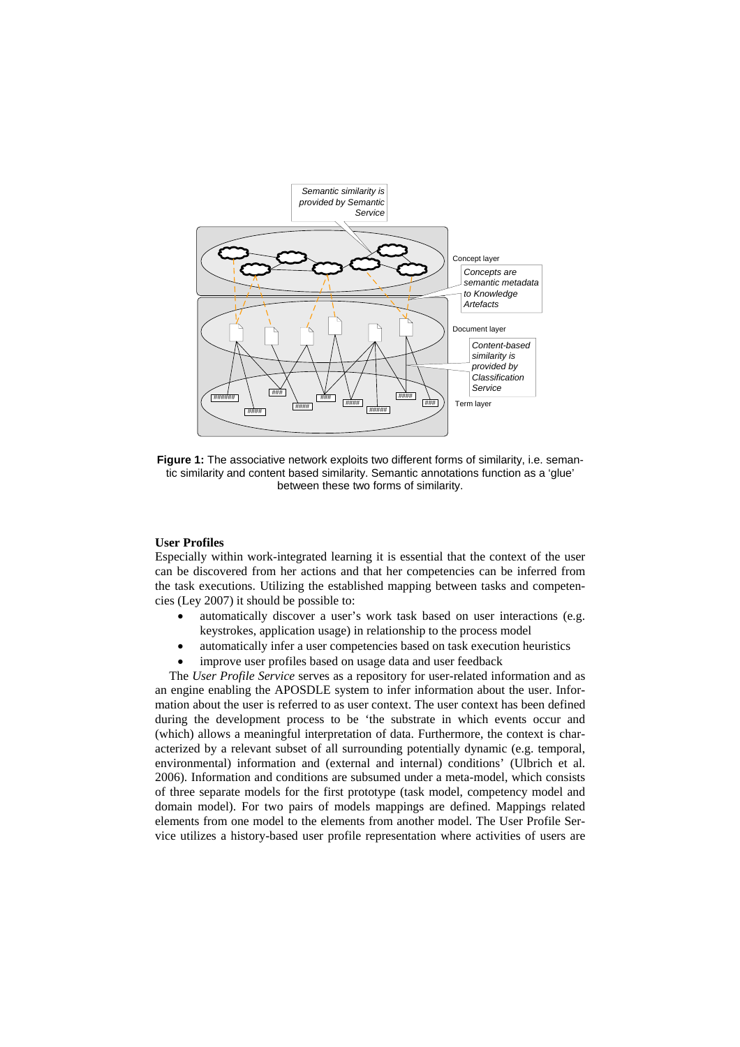Semantic similarity is provided by Semantic Service

Concept layer

Concepts are semantic metadata to Knowledge Artefacts

Document layer

Content-based similarity is provided by Classification Service

Term layer

**Figure 1:** The associative network exploits two different forms of similarity, i.e. semantic similarity and content based similarity. Semantic annotations function as a 'glue' between these two forms of similarity.

### User Profiles

Especially within work-integrated learning it is essential that the context of the user can be discovered from her actions and that her competencies can be inferred from the task executions. Utilizing the established mapping between tasks and competencies (Ley 2007) it should be possible to:

- automatically discover a user's work task based on user interactions (e.g. keystrokes, application usage) in relationship to the process model
- automatically infer a user competencies based on task execution heuristics
- improve user profiles based on usage data and user feedback

The *User Profile Service* serves as a repository for user-related information and as an engine enabling the APOSDLE system to infer information about the user. Information about the user is referred to as user context. The user context has been defined during the development process to be 'the substrate in which events occur and (which) allows a meaningful interpretation of data. Furthermore, the context is characterized by a relevant subset of all surrounding potentially dynamic (e.g. temporal, environmental) information and (external and internal) conditions' (Ulbrich et al. 2006). Information and conditions are subsumed under a meta-model, which consists of three separate models for the first prototype (task model, competency model and domain model). For two pairs of models mappings are defined. Mappings related elements from one model to the elements from another model. The User Profile Service utilizes a history-based user profile representation where activities of users are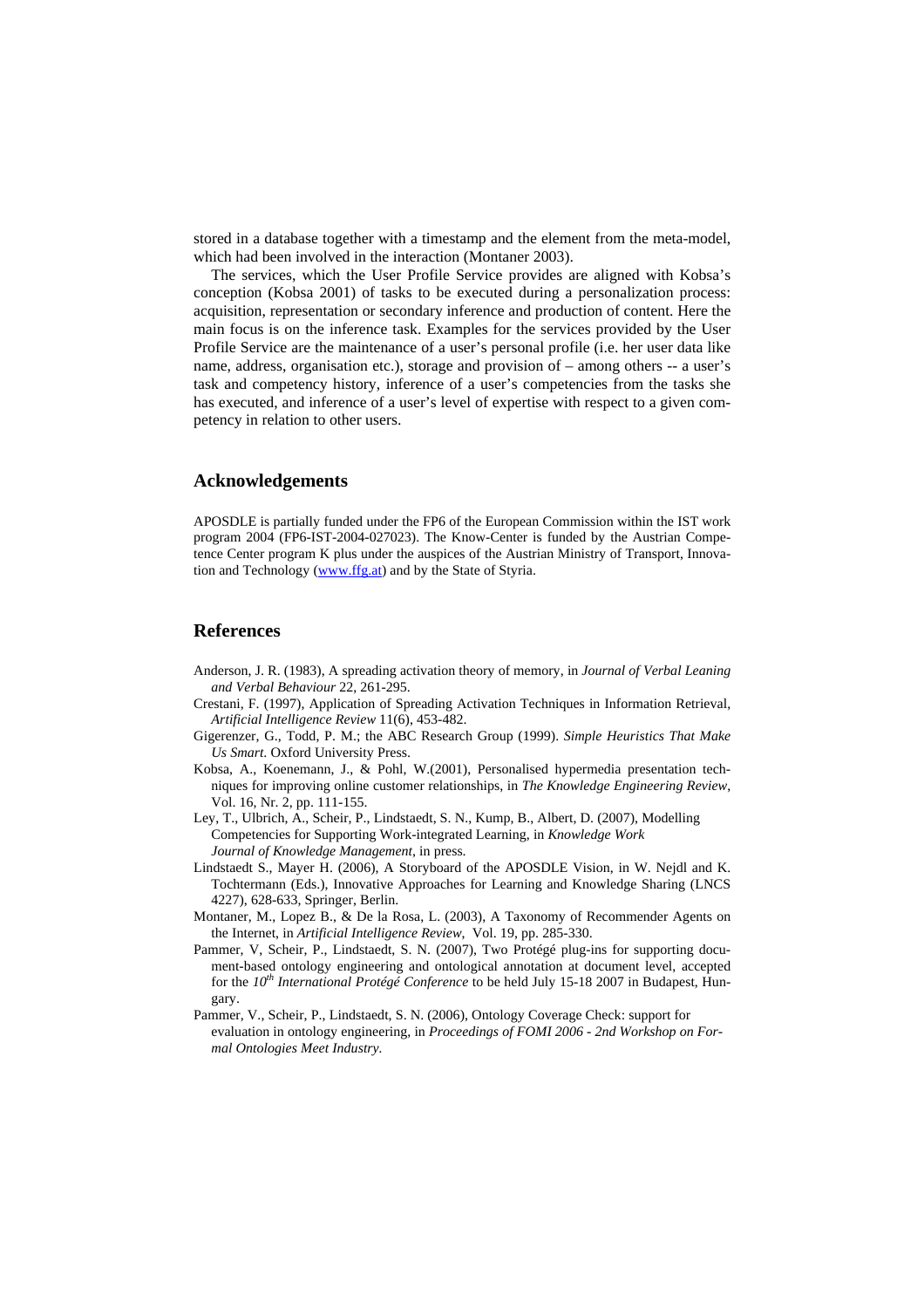stored in a database together with a timestamp and the element from the meta-model, which had been involved in the interaction (Montaner 2003).

The services, which the User Profile Service provides are aligned with Kobsa's conception (Kobsa 2001) of tasks to be executed during a personalization process: acquisition, representation or secondary inference and production of content. Here the main focus is on the inference task. Examples for the services provided by the User Profile Service are the maintenance of a user's personal profile (i.e. her user data like name, address, organisation etc.), storage and provision of – among others -- a user's task and competency history, inference of a user's competencies from the tasks she has executed, and inference of a user's level of expertise with respect to a given competency in relation to other users.

## Acknowledgements

APOSDLE is partially funded under the FP6 of the European Commission within the IST work program 2004 (FP6-IST-2004-027023). The Know-Center is funded by the Austrian Competence Center program K plus under the auspices of the Austrian Ministry of Transport, Innovation and Technology (www.ffg.at) and by the State of Styria.

## References

Anderson, J. R. (1983), A spreading activation theory of memory, in *Journal of Verbal Leaning and Verbal Behaviour* 22, 261-295.

Crestani, F. (1997), Application of Spreading Activation Techniques in Information Retrieval, *Artificial Intelligence Review* 11(6), 453-482.

Gigerenzer, G., Todd, P. M.; the ABC Research Group (1999). *Simple Heuristics That Make Us Smart*. Oxford University Press.

Kobsa, A., Koenemann, J., & Pohl, W.(2001), Personalised hypermedia presentation techniques for improving online customer relationships, in *The Knowledge Engineering Review*, Vol. 16, Nr. 2, pp. 111-155.

Ley, T., Ulbrich, A., Scheir, P., Lindstaedt, S. N., Kump, B., Albert, D. (2007), Modelling Competencies for Supporting Work-integrated Learning, in *Knowledge Work Journal of Knowledge Management*, in press.

Lindstaedt S., Mayer H. (2006), A Storyboard of the APOSDLE Vision, in W. Nejdl and K. Tochtermann (Eds.), Innovative Approaches for Learning and Knowledge Sharing (LNCS 4227), 628-633, Springer, Berlin.

Montaner, M., Lopez B., & De la Rosa, L. (2003), A Taxonomy of Recommender Agents on the Internet, in *Artificial Intelligence Review*, Vol. 19, pp. 285-330.

Pammer, V, Scheir, P., Lindstaedt, S. N. (2007), Two Protégé plug-ins for supporting document-based ontology engineering and ontological annotation at document level, accepted for the *10th International Protégé Conference* to be held July 15-18 2007 in Budapest, Hungary.

Pammer, V., Scheir, P., Lindstaedt, S. N. (2006), Ontology Coverage Check: support for evaluation in ontology engineering, in *Proceedings of FOMI 2006 - 2nd Workshop on Formal Ontologies Meet Industry*.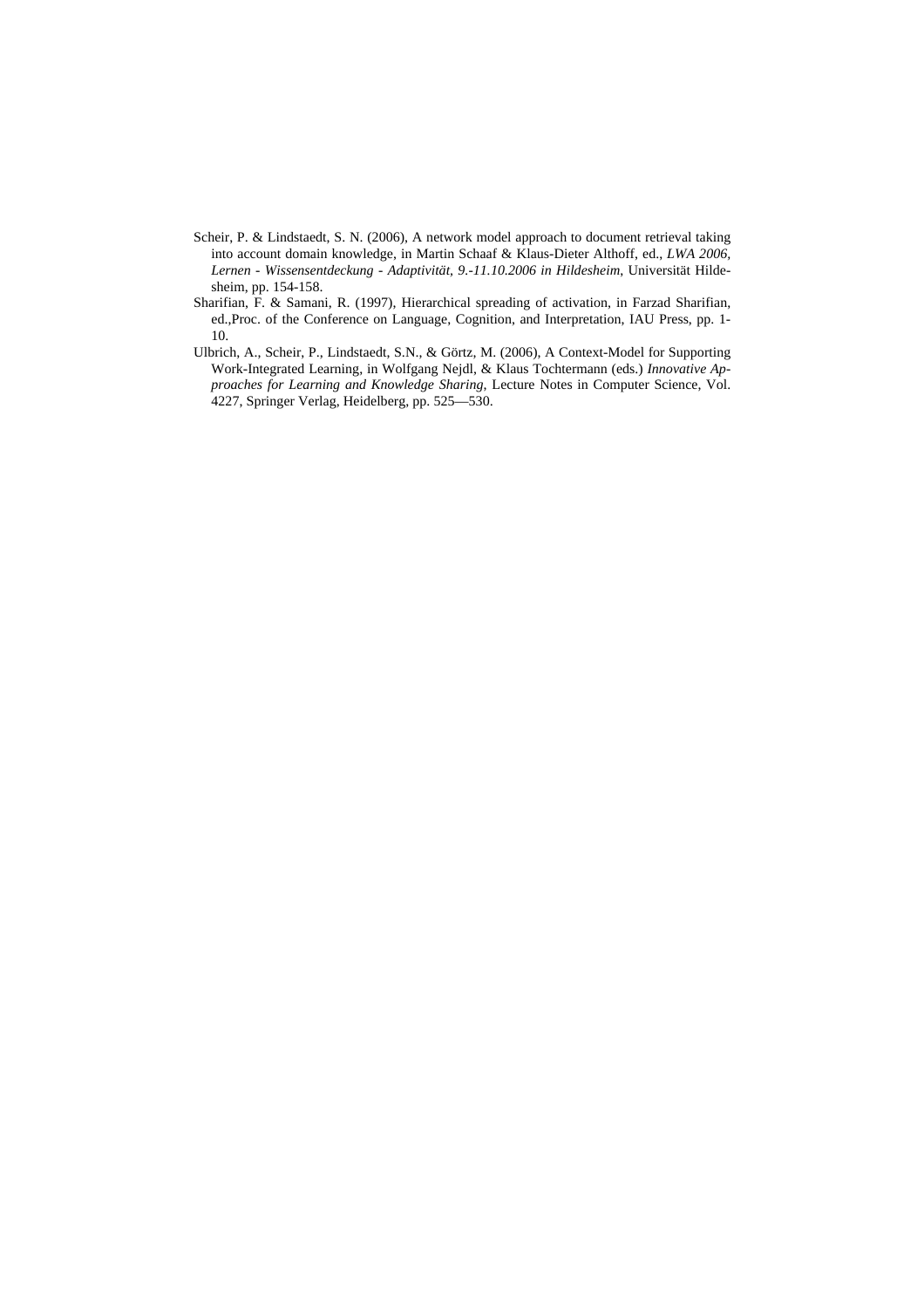Scheir, P. & Lindstaedt, S. N. (2006), A network model approach to document retrieval taking into account domain knowledge, in Martin Schaaf & Klaus-Dieter Althoff, ed., *LWA 2006, Lernen - Wissensentdeckung - Adaptivität, 9.-11.10.2006 in Hildesheim*, Universität Hildesheim, pp. 154-158.

Sharifian, F. & Samani, R. (1997), Hierarchical spreading of activation, in Farzad Sharifian, ed.,Proc. of the Conference on Language, Cognition, and Interpretation, IAU Press, pp. 1-10.

Ulbrich, A., Scheir, P., Lindstaedt, S.N., & Görtz, M. (2006), A Context-Model for Supporting Work-Integrated Learning, in Wolfgang Nejdl, & Klaus Tochtermann (eds.) *Innovative Approaches for Learning and Knowledge Sharing*, Lecture Notes in Computer Science, Vol. 4227, Springer Verlag, Heidelberg, pp. 525—530.